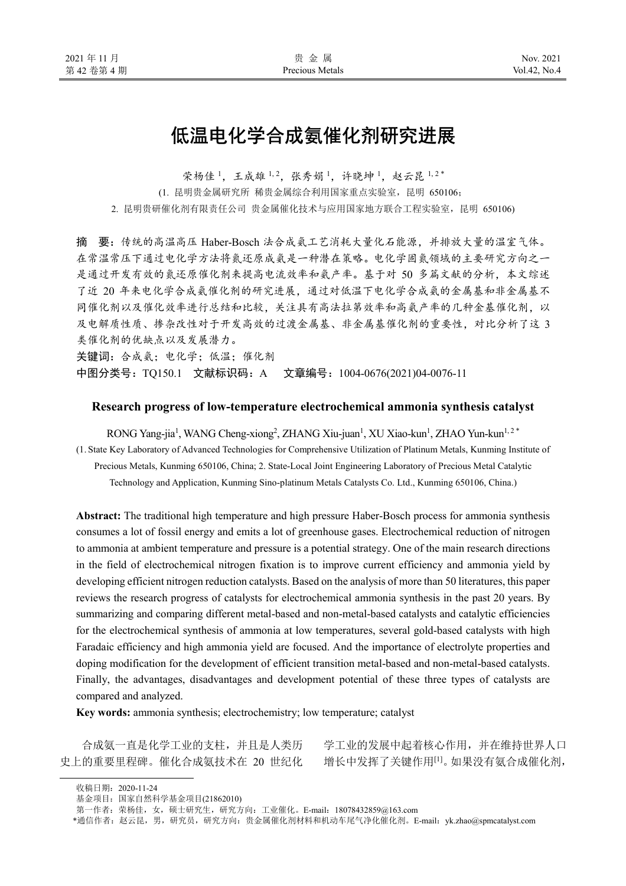# 低温电化学合成氨催化剂研究进展

荣杨佳[1]，王成雄[1,2]，张秀娟[1]，许晓坤[1]，赵云昆[1,2*]

(1. 昆明贵金属研究所 稀贵金属综合利用国家重点实验室，昆明 650106；

2. 昆明贵研催化剂有限责任公司 贵金属催化技术与应用国家地方联合工程实验室，昆明 650106)

**摘　要**：传统的高温高压 Haber-Bosch 法合成氨工艺消耗大量化石能源，并排放大量的温室气体。在常温常压下通过电化学方法将氮还原成氨是一种潜在策略。电化学固氮领域的主要研究方向之一是通过开发有效的氮还原催化剂来提高电流效率和氨产率。基于对 50 多篇文献的分析，本文综述了近 20 年来电化学合成氨催化剂的研究进展，通过对低温下电化学合成氨的金属基和非金属基不同催化剂以及催化效率进行总结和比较，关注具有高法拉第效率和高氨产率的几种金基催化剂，以及电解质性质、掺杂改性对于开发高效的过渡金属基、非金属基催化剂的重要性，对比分析了这 3 类催化剂的优缺点以及发展潜力。

**关键词**：合成氨；电化学；低温；催化剂

**中图分类号**：TQ150.1　**文献标识码**：A　**文章编号**：1004-0676(2021)04-0076-11

## Research progress of low-temperature electrochemical ammonia synthesis catalyst

RONG Yang-jia[1], WANG Cheng-xiong[2], ZHANG Xiu-juan[1], XU Xiao-kun[1], ZHAO Yun-kun[1,2*]

(1. State Key Laboratory of Advanced Technologies for Comprehensive Utilization of Platinum Metals, Kunming Institute of Precious Metals, Kunming 650106, China; 2. State-Local Joint Engineering Laboratory of Precious Metal Catalytic Technology and Application, Kunming Sino-platinum Metals Catalysts Co. Ltd., Kunming 650106, China.)

**Abstract:** The traditional high temperature and high pressure Haber-Bosch process for ammonia synthesis consumes a lot of fossil energy and emits a lot of greenhouse gases. Electrochemical reduction of nitrogen to ammonia at ambient temperature and pressure is a potential strategy. One of the main research directions in the field of electrochemical nitrogen fixation is to improve current efficiency and ammonia yield by developing efficient nitrogen reduction catalysts. Based on the analysis of more than 50 literatures, this paper reviews the research progress of catalysts for electrochemical ammonia synthesis in the past 20 years. By summarizing and comparing different metal-based and non-metal-based catalysts and catalytic efficiencies for the electrochemical synthesis of ammonia at low temperatures, several gold-based catalysts with high Faradaic efficiency and high ammonia yield are focused. And the importance of electrolyte properties and doping modification for the development of efficient transition metal-based and non-metal-based catalysts. Finally, the advantages, disadvantages and development potential of these three types of catalysts are compared and analyzed.

**Key words:** ammonia synthesis; electrochemistry; low temperature; catalyst

合成氨一直是化学工业的支柱，并且是人类历史上的重要里程碑。催化合成氨技术在 20 世纪化学工业的发展中起着核心作用，并在维持世界人口增长中发挥了关键作用[1]。如果没有氨合成催化剂，

---

收稿日期：2020-11-24

基金项目：国家自然科学基金项目(21862010)

第一作者：荣杨佳，女，硕士研究生，研究方向：工业催化。E-mail：18078432859@163.com

*通信作者：赵云昆，男，研究员，研究方向：贵金属催化剂材料和机动车尾气净化催化剂。E-mail：yk.zhao@spmcatalyst.com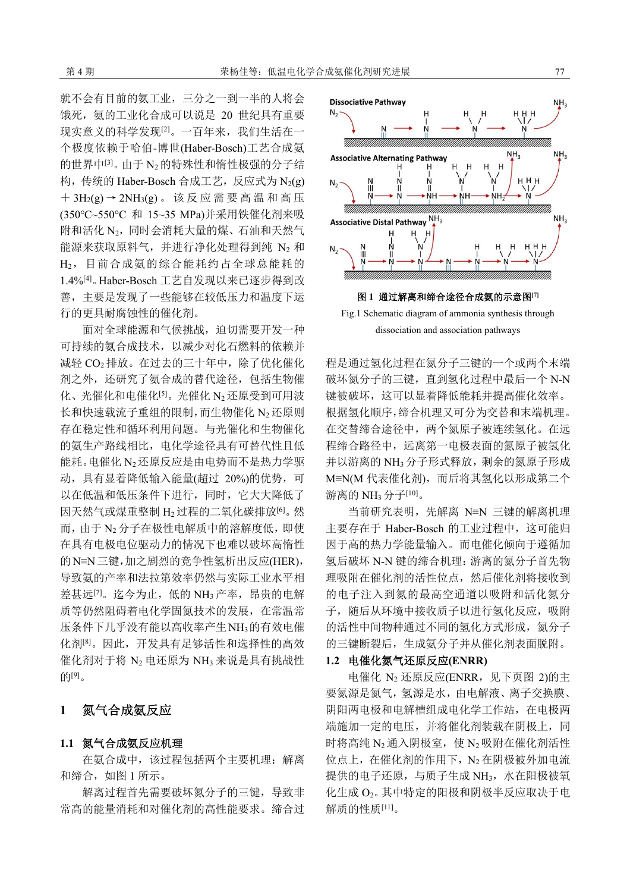就不会有目前的氨工业，三分之一到一半的人将会饿死，氨的工业化合成可以说是 20 世纪具有重要现实意义的科学发现[2]。一百年来，我们生活在一个极度依赖于哈伯-博世(Haber-Bosch)工艺合成氨的世界中[3]。由于 $N_2$ 的特殊性和惰性极强的分子结构，传统的 Haber-Bosch 合成工艺，反应式为 $N_2(g) + 3H_2(g) \rightarrow 2NH_3(g)$。该反应需要高温和高压(350℃~550℃ 和 15~35 MPa)并采用铁催化剂来吸附和活化 $N_2$，同时会消耗大量的煤、石油和天然气能源来获取原料气，并进行净化处理得到纯 $N_2$ 和 $H_2$，目前合成氨的综合能耗约占全球总能耗的 1.4%[4]。Haber-Bosch 工艺自发现以来已逐步得到改善，主要是发现了一些能够在较低压力和温度下运行的更具耐腐蚀性的催化剂。

面对全球能源和气候挑战，迫切需要开发一种可持续的氨合成技术，以减少对化石燃料的依赖并减轻 $CO_2$ 排放。在过去的三十年中，除了优化催化剂之外，还研究了氨合成的替代途径，包括生物催化、光催化和电催化[5]。光催化 $N_2$ 还原受到可用波长和快速载流子重组的限制，而生物催化 $N_2$ 还原则存在稳定性和循环利用问题。与光催化和生物催化的氨生产路线相比，电化学途径具有可替代性且低能耗。电催化 $N_2$ 还原反应是由电势而不是热力学驱动，具有显着降低输入能量(超过 20%)的优势，可以在低温和低压条件下进行，同时，它大大降低了因天然气或煤重整制 $H_2$ 过程的二氧化碳排放[6]。然而，由于 $N_2$ 分子在极性电解质中的溶解度低，即使在具有电极电位驱动力的情况下也难以破坏高惰性的 N≡N 三键，加之剧烈的竞争性氢析出反应(HER)，导致氨的产率和法拉第效率仍然与实际工业水平相差甚远[7]。迄今为止，低的 $NH_3$ 产率，昂贵的电解质等仍然阻碍着电化学固氮技术的发展，在常温常压条件下几乎没有能以高收率产生 $NH_3$ 的有效电催化剂[8]。因此，开发具有足够活性和选择性的高效催化剂对于将 $N_2$ 电还原为 $NH_3$ 来说是具有挑战性的[9]。

## 1 氮气合成氨反应

### 1.1 氮气合成氨反应机理

在氨合成中，该过程包括两个主要机理：解离和缔合，如图 1 所示。

解离过程首先需要破坏氮分子的三键，导致非常高的能量消耗和对催化剂的高性能要求。缔合过程是通过氢化过程在氮分子三键的一个或两个末端破坏氮分子的三键，直到氢化过程中最后一个 N-N 键被破坏，这可以显着降低能耗并提高催化效率。根据氢化顺序，缔合机理又可分为交替和末端机理。在交替缔合途径中，两个氮原子被连续氢化。在远程缔合路径中，远离第一电极表面的氮原子被氢化并以游离的 $NH_3$ 分子形式释放，剩余的氮原子形成 M≡N(M 代表催化剂)，而后将其氢化以形成第二个游离的 $NH_3$ 分子[10]。

Dissociative Pathway
Associative Alternating Pathway
Associative Distal Pathway

**图 1 通过解离和缔合途径合成氨的示意图[7]**

Fig.1 Schematic diagram of ammonia synthesis through dissociation and association pathways

当前研究表明，先解离 N≡N 三键的解离机理主要存在于 Haber-Bosch 的工业过程中，这可能归因于高的热力学能量输入。而电催化倾向于遵循加氢后破坏 N-N 键的缔合机理：游离的氮分子首先物理吸附在催化剂的活性位点，然后催化剂将接收到的电子注入到氮的最高空通道以吸附和活化氮分子，随后从环境中接收质子以进行氢化反应，吸附的活性中间物种通过不同的氢化方式形成，氮分子的三键断裂后，生成氨分子并从催化剂表面脱附。

### 1.2 电催化氮气还原反应(ENRR)

电催化 $N_2$ 还原反应(ENRR，见下页图 2)的主要氮源是氮气，氢源是水，由电解液、离子交换膜、阴阳两电极和电解槽组成电化学工作站，在电极两端施加一定的电压，并将催化剂装载在阴极上，同时将高纯 $N_2$ 通入阴极室，使 $N_2$ 吸附在催化剂活性位点上，在催化剂的作用下，$N_2$ 在阴极被外加电流提供的电子还原，与质子生成 $NH_3$，水在阳极被氧化生成 $O_2$。其中特定的阳极和阴极半反应取决于电解质的性质[11]。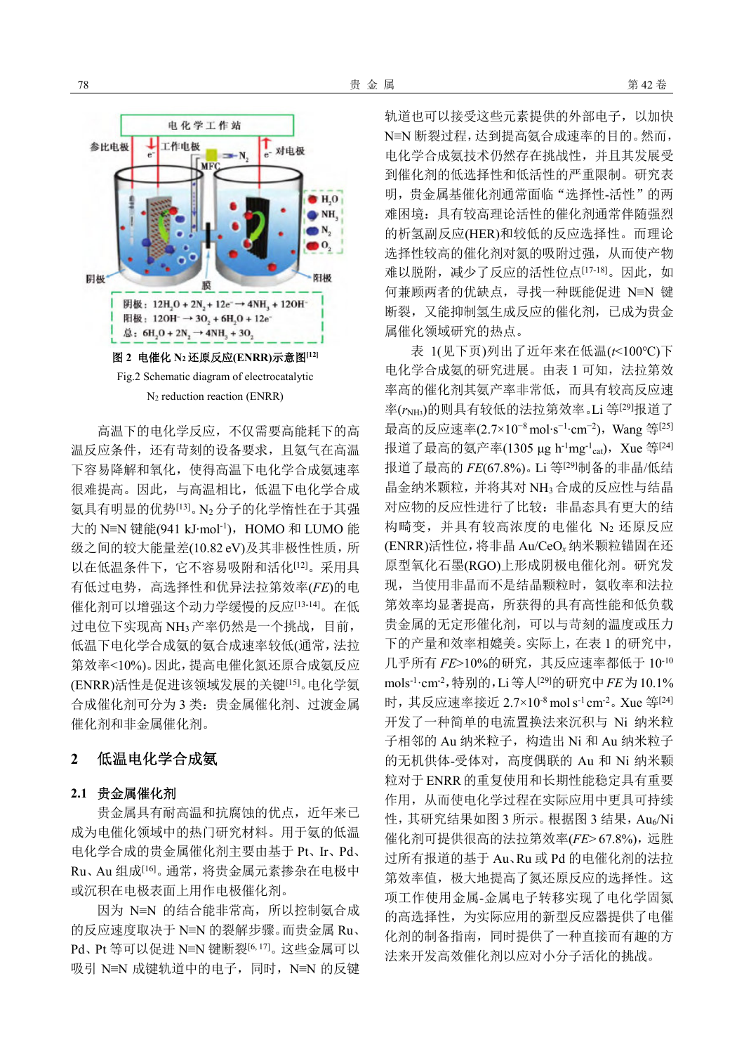电化学工作站

参比电极　工作电极　$N_2$　对电极

MFC

$H_2O$

$NH_3$

$N_2$

$O_2$

阴极　膜　阳极

阴极：$12H_2O + 2N_2 + 12e^- \rightarrow 4NH_3 + 12OH^-$

阳极：$12OH^- \rightarrow 3O_2 + 6H_2O + 12e^-$

总：$6H_2O + 2N_2 \rightarrow 4NH_3 + 3O_2$

图 2　电催化 $N_2$ 还原反应(ENRR)示意图[12]

Fig.2 Schematic diagram of electrocatalytic $N_2$ reduction reaction (ENRR)

高温下的电化学反应，不仅需要高能耗下的高温反应条件，还有苛刻的设备要求，且氨气在高温下容易降解和氧化，使得高温下电化学合成氨速率很难提高。因此，与高温相比，低温下电化学合成氨具有明显的优势[13]。$N_2$ 分子的化学惰性在于其强大的 N≡N 键能(941 kJ·mol$^{-1}$)，HOMO 和 LUMO 能级之间的较大能量差(10.82 eV)及其非极性性质，所以在低温条件下，它不容易吸附和活化[12]。采用具有低过电势，高选择性和优异法拉第效率(*FE*)的电催化剂可以增强这个动力学缓慢的反应[13-14]。在低过电位下实现高 $NH_3$ 产率仍然是一个挑战，目前，低温下电化学合成氨的氨合成速率较低(通常，法拉第效率<10%)。因此，提高电催化氮还原合成氨反应(ENRR)活性是促进该领域发展的关键[15]。电化学氨合成催化剂可分为 3 类：贵金属催化剂、过渡金属催化剂和非金属催化剂。

## 2　低温电化学合成氨

### 2.1　贵金属催化剂

贵金属具有耐高温和抗腐蚀的优点，近年来已成为电催化领域中的热门研究材料。用于氨的低温电化学合成的贵金属催化剂主要由基于 Pt、Ir、Pd、Ru、Au 组成[16]。通常，将贵金属元素掺杂在电极中或沉积在电极表面上用作电极催化剂。

因为 N≡N 的结合能非常高，所以控制氨合成的反应速度取决于 N≡N 的裂解步骤。而贵金属 Ru、Pd、Pt 等可以促进 N≡N 键断裂[6, 17]。这些金属可以吸引 N≡N 成键轨道中的电子，同时，N≡N 的反键轨道也可以接受这些元素提供的外部电子，以加快 N≡N 断裂过程，达到提高氨合成速率的目的。然而，电化学合成氨技术仍然存在挑战性，并且其发展受到催化剂的低选择性和低活性的严重限制。研究表明，贵金属基催化剂通常面临“选择性-活性”的两难困境：具有较高理论活性的催化剂通常伴随强烈的析氢副反应(HER)和较低的反应选择性。而理论选择性较高的催化剂对氮的吸附过强，从而使产物难以脱附，减少了反应的活性位点[17-18]。因此，如何兼顾两者的优缺点，寻找一种既能促进 N≡N 键断裂，又能抑制氢生成反应的催化剂，已成为贵金属催化领域研究的热点。

表 1(见下页)列出了近年来在低温($t$<100℃)下电化学合成氨的研究进展。由表 1 可知，法拉第效率高的催化剂其氨产率非常低，而具有较高反应速率($r_{NH_3}$)的则具有较低的法拉第效率。Li 等[29]报道了最高的反应速率($2.7\times10^{-8}$ mol·s$^{-1}$·cm$^{-2}$)，Wang 等[25]报道了最高的氨产率(1305 μg h$^{-1}$mg$^{-1}_{cat}$)，Xue 等[24]报道了最高的 *FE*(67.8%)。Li 等[29]制备的非晶/低结晶金纳米颗粒，并将其对 $NH_3$ 合成的反应性与结晶对应物的反应性进行了比较：非晶态具有更大的结构畸变，并具有较高浓度的电催化 $N_2$ 还原反应(ENRR)活性位，将非晶 Au/CeO$_x$ 纳米颗粒锚固在还原型氧化石墨(RGO)上形成阴极电催化剂。研究发现，当使用非晶而不是结晶颗粒时，氨收率和法拉第效率均显著提高，所获得的具有高性能和低负载贵金属的无定形催化剂，可以与苛刻的温度或压力下的产量和效率相媲美。实际上，在表 1 的研究中，几乎所有 *FE*>10%的研究，其反应速率都低于 $10^{-10}$ mols$^{-1}$·cm$^{-2}$，特别的，Li 等人[29]的研究中 *FE* 为 10.1%时，其反应速率接近 $2.7\times10^{-8}$ mol s$^{-1}$ cm$^{-2}$。Xue 等[24]开发了一种简单的电流置换法来沉积与 Ni 纳米粒子相邻的 Au 纳米粒子，构造出 Ni 和 Au 纳米粒子的无机供体-受体对，高度偶联的 Au 和 Ni 纳米颗粒对于 ENRR 的重复使用和长期性能稳定具有重要作用，从而使电化学过程在实际应用中更具可持续性，其研究结果如图 3 所示。根据图 3 结果，Au$_6$/Ni 催化剂可提供很高的法拉第效率(*FE*> 67.8%)，远胜过所有报道的基于 Au、Ru 或 Pd 的电催化剂的法拉第效率值，极大地提高了氮还原反应的选择性。这项工作使用金属-金属电子转移实现了电化学固氮的高选择性，为实际应用的新型反应器提供了电催化剂的制备指南，同时提供了一种直接而有趣的方法来开发高效催化剂以应对小分子活化的挑战。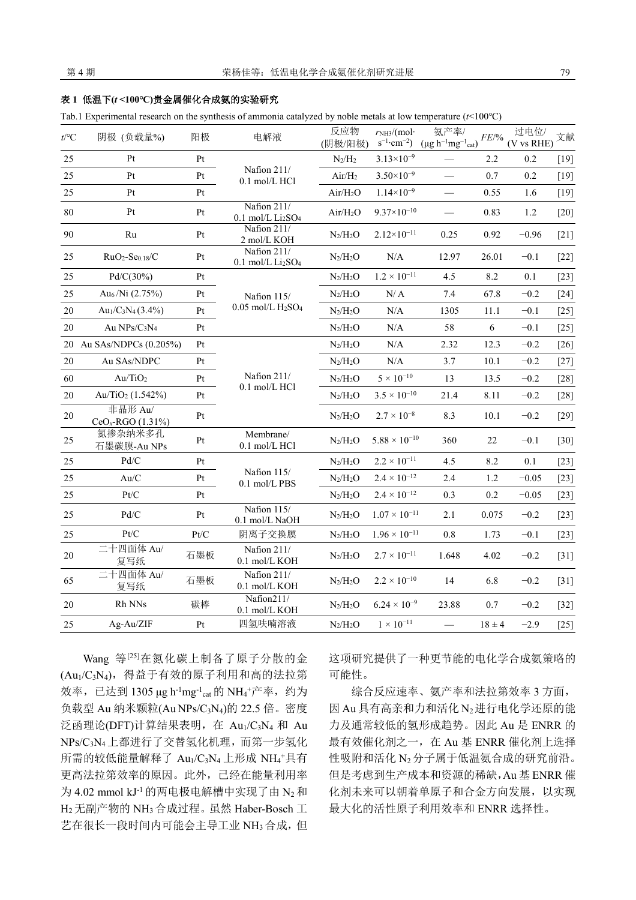**表 1 低温下($t$ <100℃)贵金属催化合成氨的实验研究**

Tab.1 Experimental research on the synthesis of ammonia catalyzed by noble metals at low temperature ($t$<100℃)

| $t$/℃ | 阴极 (负载量%) | 阳极 | 电解液 | 反应物 (阴极/阳极) | $r_{NH3}$/(mol·$s^{-1}$·$cm^{-2}$) | 氨产率/ (μg $h^{-1}$$mg^{-1}_{cat}$) | $FE$/% | 过电位/ (V vs RHE) | 文献 |
|---|---|---|---|---|---|---|---|---|---|
| 25 | Pt | Pt | Nafion 211/ 0.1 mol/L HCl | $N_2/H_2$ | $3.13×10^{-9}$ | — | 2.2 | 0.2 | [19] |
| 25 | Pt | Pt | | Air/$H_2$ | $3.50×10^{-9}$ | — | 0.7 | 0.2 | [19] |
| 25 | Pt | Pt | | Air/$H_2O$ | $1.14×10^{-9}$ | — | 0.55 | 1.6 | [19] |
| 80 | Pt | Pt | Nafion 211/ 0.1 mol/L $Li_2SO_4$ | Air/$H_2O$ | $9.37×10^{-10}$ | — | 0.83 | 1.2 | [20] |
| 90 | Ru | Pt | Nafion 211/ 2 mol/L KOH | $N_2/H_2O$ | $2.12×10^{-11}$ | 0.25 | 0.92 | −0.96 | [21] |
| 25 | $RuO_2$-$Se_{0.18}$/C | Pt | Nafion 211/ 0.1 mol/L $Li_2SO_4$ | $N_2/H_2O$ | N/A | 12.97 | 26.01 | −0.1 | [22] |
| 25 | Pd/C(30%) | Pt | Nafion 115/ 0.05 mol/L $H_2SO_4$ | $N_2/H_2O$ | $1.2 × 10^{-11}$ | 4.5 | 8.2 | 0.1 | [23] |
| 25 | $Au_6$ /Ni (2.75%) | Pt | | $N_2/H_2O$ | N/ A | 7.4 | 67.8 | −0.2 | [24] |
| 20 | $Au_1/C_3N_4$ (3.4%) | Pt | | $N_2/H_2O$ | N/A | 1305 | 11.1 | −0.1 | [25] |
| 20 | Au NPs/$C_3N_4$ | Pt | | $N_2/H_2O$ | N/A | 58 | 6 | −0.1 | [25] |
| 20 | Au SAs/NDPCs (0.205%) | Pt | Nafion 211/ 0.1 mol/L HCl | $N_2/H_2O$ | N/A | 2.32 | 12.3 | −0.2 | [26] |
| 20 | Au SAs/NDPC | Pt | | $N_2/H_2O$ | N/A | 3.7 | 10.1 | −0.2 | [27] |
| 60 | Au/$TiO_2$ | Pt | | $N_2/H_2O$ | $5 × 10^{-10}$ | 13 | 13.5 | −0.2 | [28] |
| 20 | Au/$TiO_2$ (1.542%) | Pt | | $N_2/H_2O$ | $3.5 × 10^{-10}$ | 21.4 | 8.11 | −0.2 | [28] |
| 20 | 非晶形 Au/ $CeO_x$-RGO (1.31%) | Pt | | $N_2/H_2O$ | $2.7 × 10^{-8}$ | 8.3 | 10.1 | −0.2 | [29] |
| 25 | 氮掺杂纳米多孔 石墨碳膜-Au NPs | Pt | Membrane/ 0.1 mol/L HCl | $N_2/H_2O$ | $5.88 × 10^{-10}$ | 360 | 22 | −0.1 | [30] |
| 25 | Pd/C | Pt | Nafion 115/ 0.1 mol/L PBS | $N_2/H_2O$ | $2.2 × 10^{-11}$ | 4.5 | 8.2 | 0.1 | [23] |
| 25 | Au/C | Pt | | $N_2/H_2O$ | $2.4 × 10^{-12}$ | 2.4 | 1.2 | −0.05 | [23] |
| 25 | Pt/C | Pt | | $N_2/H_2O$ | $2.4 × 10^{-12}$ | 0.3 | 0.2 | −0.05 | [23] |
| 25 | Pd/C | Pt | Nafion 115/ 0.1 mol/L NaOH | $N_2/H_2O$ | $1.07 × 10^{-11}$ | 2.1 | 0.075 | −0.2 | [23] |
| 25 | Pt/C | Pt/C | 阴离子交换膜 | $N_2/H_2O$ | $1.96 × 10^{-11}$ | 0.8 | 1.73 | −0.1 | [23] |
| 20 | 二十四面体 Au/ 复写纸 | 石墨板 | Nafion 211/ 0.1 mol/L KOH | $N_2/H_2O$ | $2.7 × 10^{-11}$ | 1.648 | 4.02 | −0.2 | [31] |
| 65 | 二十四面体 Au/ 复写纸 | 石墨板 | Nafion 211/ 0.1 mol/L KOH | $N_2/H_2O$ | $2.2 × 10^{-10}$ | 14 | 6.8 | −0.2 | [31] |
| 20 | Rh NNs | 碳棒 | Nafion211/ 0.1 mol/L KOH | $N_2/H_2O$ | $6.24 × 10^{-9}$ | 23.88 | 0.7 | −0.2 | [32] |
| 25 | Ag-Au/ZIF | Pt | 四氢呋喃溶液 | $N_2/H_2O$ | $1 × 10^{-11}$ | — | 18 ± 4 | −2.9 | [25] |

Wang 等[25]在氮化碳上制备了原子分散的金($Au_1/C_3N_4$)，得益于有效的原子利用和高的法拉第效率，已达到 1305 μg $h^{-1}mg^{-1}_{cat}$ 的 $NH_4^+$产率，约为负载型 Au 纳米颗粒(Au NPs/$C_3N_4$)的 22.5 倍。密度泛函理论(DFT)计算结果表明，在 $Au_1/C_3N_4$ 和 Au NPs/$C_3N_4$ 上都进行了交替氢化机理，而第一步氢化所需的较低能量解释了 $Au_1/C_3N_4$ 上形成 $NH_4^+$具有更高法拉第效率的原因。此外，已经在能量利用率为 4.02 mmol $kJ^{-1}$ 的两电极电解槽中实现了由 $N_2$ 和 $H_2$ 无副产物的 $NH_3$ 合成过程。虽然 Haber-Bosch 工艺在很长一段时间内可能会主导工业 $NH_3$ 合成，但这项研究提供了一种更节能的电化学合成氨策略的可能性。

综合反应速率、氨产率和法拉第效率 3 方面，因 Au 具有高亲和力和活化 $N_2$ 进行电化学还原的能力及通常较低的氢形成趋势。因此 Au 是 ENRR 的最有效催化剂之一，在 Au 基 ENRR 催化剂上选择性吸附和活化 $N_2$ 分子属于低温氨合成的研究前沿。但是考虑到生产成本和资源的稀缺，Au 基 ENRR 催化剂未来可以朝着单原子和合金方向发展，以实现最大化的活性原子利用效率和 ENRR 选择性。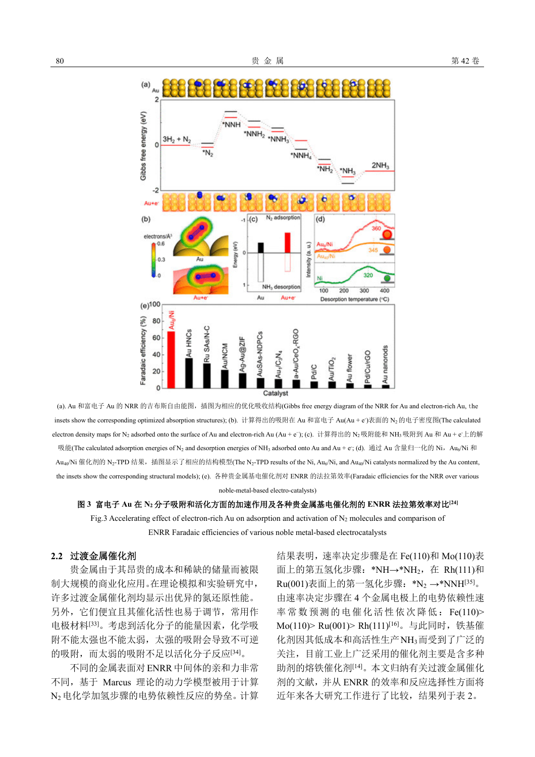(a). Au 和富电子 Au 的 NRR 的吉布斯自由能图，插图为相应的优化吸收结构(Gibbs free energy diagram of the NRR for Au and electron-rich Au, the insets show the corresponding optimized absorption structures); (b). 计算得出的吸附在 Au 和富电子 Au(Au + e$^-$)表面的 $N_2$ 的电子密度图(The calculated electron density maps for $N_2$ adsorbed onto the surface of Au and electron-rich Au (Au + e$^-$); (c). 计算得出的 $N_2$ 吸附能和 $NH_3$ 吸附到 Au 和 Au + e$^-$上的解吸能(The calculated adsorption energies of $N_2$ and desorption energies of $NH_3$ adsorbed onto Au and Au + e$^-$; (d). 通过 Au 含量归一化的 Ni，$Au_6$/Ni 和 $Au_{40}$/Ni 催化剂的 $N_2$-TPD 结果，插图显示了相应的结构模型(The $N_2$-TPD results of the Ni, $Au_6$/Ni, and $Au_{40}$/Ni catalysts normalized by the Au content, the insets show the corresponding structural models); (e). 各种贵金属基电催化剂对 ENRR 的法拉第效率(Faradaic efficiencies for the NRR over various noble-metal-based electro-catalysts)

**图 3 富电子 Au 在 $N_2$ 分子吸附和活化方面的加速作用及各种贵金属基电催化剂的 ENRR 法拉第效率对比[24]**

Fig.3 Accelerating effect of electron-rich Au on adsorption and activation of $N_2$ molecules and comparison of ENRR Faradaic efficiencies of various noble metal-based electrocatalysts

## 2.2 过渡金属催化剂

贵金属由于其昂贵的成本和稀缺的储量而被限制大规模的商业化应用。在理论模拟和实验研究中，许多过渡金属催化剂均显示出优异的氮还原性能。另外，它们便宜且其催化活性也易于调节，常用作电极材料[33]。考虑到活化分子的能量因素，化学吸附不能太强也不能太弱，太强的吸附会导致不可逆的吸附，而太弱的吸附不足以活化分子反应[34]。

不同的金属表面对 ENRR 中间体的亲和力非常不同，基于 Marcus 理论的动力学模型被用于计算 $N_2$ 电化学加氢步骤的电势依赖性反应的势垒。计算结果表明，速率决定步骤是在 Fe(110)和 Mo(110)表面上的第五氢化步骤：$*NH \rightarrow *NH_2$，在 Rh(111)和 Ru(001)表面上的第一氢化步骤：$*N_2 \rightarrow *NNH$[35]。由速率决定步骤在 4 个金属电极上的电势依赖性速率常数预测的电催化活性依次降低：Fe(110)> Mo(110)> Ru(001)> Rh(111)[16]。与此同时，铁基催化剂因其低成本和高活性生产 $NH_3$ 而受到了广泛的关注，目前工业上广泛采用的催化剂主要是含多种助剂的熔铁催化剂[14]。本文归纳有关过渡金属催化剂的文献，并从 ENRR 的效率和反应选择性方面将近年来各大研究工作进行了比较，结果列于表 2。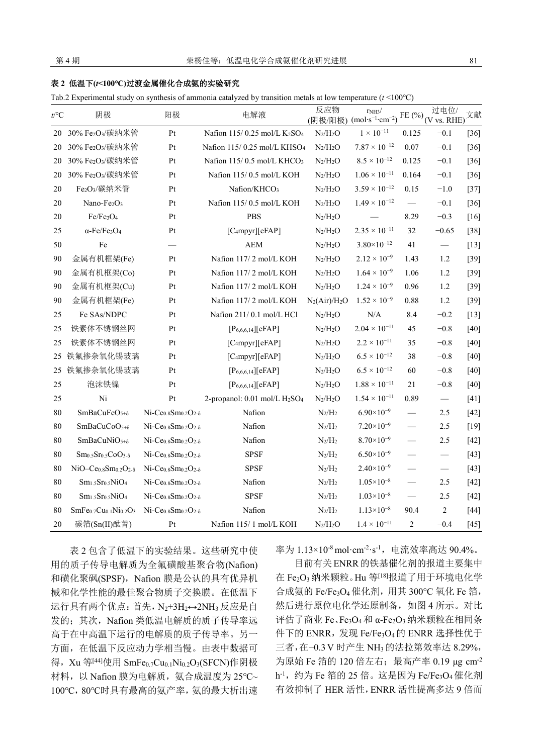**表 2 低温下($t$<100℃)过渡金属催化合成氨的实验研究**

Tab.2 Experimental study on synthesis of ammonia catalyzed by transition metals at low temperature ($t$ <100℃)

| $t$/℃ | 阴极 | 阳极 | 电解液 | 反应物(阴极/阳极) | $r_{NH3}$/ ($mol·s^{-1}·cm^{-2}$) | FE (%) | 过电位/ (V vs. RHE) | 文献 |
|---|---|---|---|---|---|---|---|---|
| 20 | 30% $Fe_2O_3$/碳纳米管 | Pt | Nafion 115/ 0.25 mol/L $K_2SO_4$ | $N_2/H_2O$ | $1 \times 10^{-11}$ | 0.125 | −0.1 | [36] |
| 20 | 30% $Fe_2O_3$/碳纳米管 | Pt | Nafion 115/ 0.25 mol/L $KHSO_4$ | $N_2/H_2O$ | $7.87 \times 10^{-12}$ | 0.07 | −0.1 | [36] |
| 20 | 30% $Fe_2O_3$/碳纳米管 | Pt | Nafion 115/ 0.5 mol/L $KHCO_3$ | $N_2/H_2O$ | $8.5 \times 10^{-12}$ | 0.125 | −0.1 | [36] |
| 20 | 30% $Fe_2O_3$/碳纳米管 | Pt | Nafion 115/ 0.5 mol/L KOH | $N_2/H_2O$ | $1.06 \times 10^{-11}$ | 0.164 | −0.1 | [36] |
| 20 | $Fe_2O_3$/碳纳米管 | Pt | Nafion/$KHCO_3$ | $N_2/H_2O$ | $3.59 \times 10^{-12}$ | 0.15 | −1.0 | [37] |
| 20 | Nano-$Fe_2O_3$ | Pt | Nafion 115/ 0.5 mol/L KOH | $N_2/H_2O$ | $1.49 \times 10^{-12}$ | — | −0.1 | [36] |
| 20 | Fe/$Fe_3O_4$ | Pt | PBS | $N_2/H_2O$ | — | 8.29 | −0.3 | [16] |
| 25 | α-Fe/$Fe_3O_4$ | Pt | [$C_4$mpyr][eFAP] | $N_2/H_2O$ | $2.35 \times 10^{-11}$ | 32 | −0.65 | [38] |
| 50 | Fe | — | AEM | $N_2/H_2O$ | $3.80 \times 10^{-12}$ | 41 | — | [13] |
| 90 | 金属有机框架(Fe) | Pt | Nafion 117/ 2 mol/L KOH | $N_2/H_2O$ | $2.12 \times 10^{-9}$ | 1.43 | 1.2 | [39] |
| 90 | 金属有机框架(Co) | Pt | Nafion 117/ 2 mol/L KOH | $N_2/H_2O$ | $1.64 \times 10^{-9}$ | 1.06 | 1.2 | [39] |
| 90 | 金属有机框架(Cu) | Pt | Nafion 117/ 2 mol/L KOH | $N_2/H_2O$ | $1.24 \times 10^{-9}$ | 0.96 | 1.2 | [39] |
| 90 | 金属有机框架(Fe) | Pt | Nafion 117/ 2 mol/L KOH | $N_2$(Air)/$H_2O$ | $1.52 \times 10^{-9}$ | 0.88 | 1.2 | [39] |
| 25 | Fe SAs/NDPC | Pt | Nafion 211/ 0.1 mol/L HCl | $N_2/H_2O$ | N/A | 8.4 | −0.2 | [13] |
| 25 | 铁素体不锈钢丝网 | Pt | [$P_{6,6,6,14}$][eFAP] | $N_2/H_2O$ | $2.04 \times 10^{-11}$ | 45 | −0.8 | [40] |
| 25 | 铁素体不锈钢丝网 | Pt | [$C_4$mpyr][eFAP] | $N_2/H_2O$ | $2.2 \times 10^{-11}$ | 35 | −0.8 | [40] |
| 25 | 铁氟掺杂氧化锡玻璃 | Pt | [$C_4$mpyr][eFAP] | $N_2/H_2O$ | $6.5 \times 10^{-12}$ | 38 | −0.8 | [40] |
| 25 | 铁氟掺杂氧化锡玻璃 | Pt | [$P_{6,6,6,14}$][eFAP] | $N_2/H_2O$ | $6.5 \times 10^{-12}$ | 60 | −0.8 | [40] |
| 25 | 泡沫铁镍 | Pt | [$P_{6,6,6,14}$][eFAP] | $N_2/H_2O$ | $1.88 \times 10^{-11}$ | 21 | −0.8 | [40] |
| 25 | Ni | Pt | 2-propanol: 0.01 mol/L $H_2SO_4$ | $N_2/H_2O$ | $1.54 \times 10^{-11}$ | 0.89 | — | [41] |
| 80 | $SmBaCuFeO_{5+\delta}$ | Ni-$Ce_{0.8}Sm_{0.2}O_{2-\delta}$ | Nafion | $N_2/H_2$ | $6.90 \times 10^{-9}$ | — | 2.5 | [42] |
| 80 | $SmBaCuCoO_{5+\delta}$ | Ni-$Ce_{0.8}Sm_{0.2}O_{2-\delta}$ | Nafion | $N_2/H_2$ | $7.20 \times 10^{-9}$ | — | 2.5 | [19] |
| 80 | $SmBaCuNiO_{5+\delta}$ | Ni-$Ce_{0.8}Sm_{0.2}O_{2-\delta}$ | Nafion | $N_2/H_2$ | $8.70 \times 10^{-9}$ | — | 2.5 | [42] |
| 80 | $Sm_{0.5}Sr_{0.5}CoO_{3-\delta}$ | Ni-$Ce_{0.8}Sm_{0.2}O_{2-\delta}$ | SPSF | $N_2/H_2$ | $6.50 \times 10^{-9}$ | — | — | [43] |
| 80 | NiO–$Ce_{0.8}Sm_{0.2}O_{2-\delta}$ | Ni-$Ce_{0.8}Sm_{0.2}O_{2-\delta}$ | SPSF | $N_2/H_2$ | $2.40 \times 10^{-9}$ | — | — | [43] |
| 80 | $Sm_{1.5}Sr_{0.5}NiO_4$ | Ni-$Ce_{0.8}Sm_{0.2}O_{2-\delta}$ | Nafion | $N_2/H_2$ | $1.05 \times 10^{-8}$ | — | 2.5 | [42] |
| 80 | $Sm_{1.5}Sr_{0.5}NiO_4$ | Ni-$Ce_{0.8}Sm_{0.2}O_{2-\delta}$ | SPSF | $N_2/H_2$ | $1.03 \times 10^{-8}$ | — | 2.5 | [42] |
| 80 | $SmFe_{0.7}Cu_{0.1}Ni_{0.2}O_3$ | Ni-$Ce_{0.8}Sm_{0.2}O_{2-\delta}$ | Nafion | $N_2/H_2$ | $1.13 \times 10^{-8}$ | 90.4 | 2 | [44] |
| 20 | 碳箔(Sn(II)酞菁) | Pt | Nafion 115/ 1 mol/L KOH | $N_2/H_2O$ | $1.4 \times 10^{-11}$ | 2 | −0.4 | [45] |

表 2 包含了低温下的实验结果。这些研究中使用的质子传导电解质为全氟磺酸基聚合物(Nafion)和磺化聚砜(SPSF)，Nafion 膜是公认的具有优异机械和化学性能的最佳聚合物质子交换膜。在低温下运行具有两个优点：首先，$N_2+3H_2 \leftrightarrow 2NH_3$ 反应是自发的；其次，Nafion 类低温电解质的质子传导率远高于在中高温下运行的电解质的质子传导率。另一方面，在低温下反应动力学相当慢。由表中数据可得，Xu 等[44]使用 $SmFe_{0.7}Cu_{0.1}Ni_{0.2}O_3$(SFCN)作阴极材料，以 Nafion 膜为电解质，氨合成温度为 25℃~100℃，80℃时具有最高的氨产率，氨的最大析出速率为 $1.13 \times 10^{-8}$ $mol·cm^{-2}·s^{-1}$，电流效率高达 90.4%。

目前有关 ENRR 的铁基催化剂的报道主要集中在 $Fe_2O_3$ 纳米颗粒。Hu 等[18]报道了用于环境电化学合成氨的 Fe/$Fe_3O_4$ 催化剂，用其 300℃ 氧化 Fe 箔，然后进行原位电化学还原制备，如图 4 所示。对比评估了商业 Fe、$Fe_3O_4$ 和 α-$Fe_2O_3$ 纳米颗粒在相同条件下的 ENRR，发现 Fe/$Fe_3O_4$ 的 ENRR 选择性优于三者，在−0.3 V 时产生 $NH_3$ 的法拉第效率达 8.29%，为原始 Fe 箔的 120 倍左右；最高产率 0.19 μg $cm^{-2}$ $h^{-1}$，约为 Fe 箔的 25 倍。这是因为 Fe/$Fe_3O_4$ 催化剂有效抑制了 HER 活性，ENRR 活性提高多达 9 倍而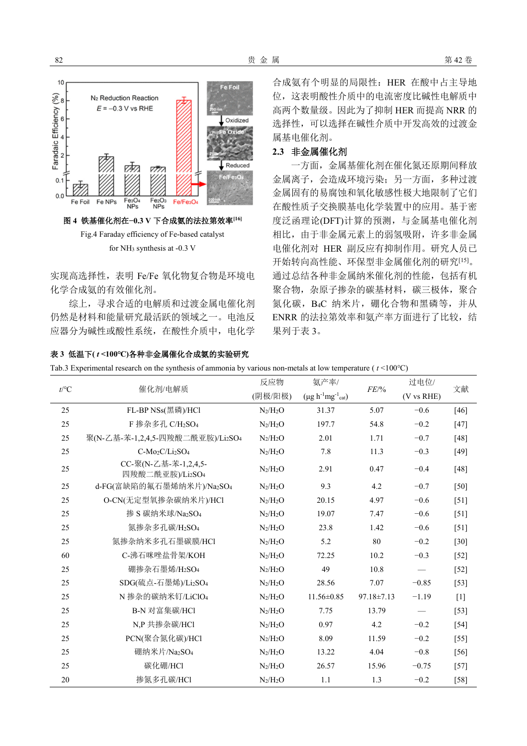10

N₂ Reduction Reaction

$E = -0.3$ V vs RHE

Faradaic Efficiency (%)

Fe Foil　Fe NPs　Fe₃O₄ NPs　Fe₂O₃ NPs　Fe/Fe₃O₄

Fe Foil → Oxidized → Fe Oxide → Reduced → Fe/Fe₃O₄

**图 4 铁基催化剂在−0.3 V 下合成氨的法拉第效率[16]**

Fig.4 Faraday efficiency of Fe-based catalyst for $NH_3$ synthesis at -0.3 V

实现高选择性，表明 Fe/Fe 氧化物复合物是环境电化学合成氨的有效催化剂。

综上，寻求合适的电解质和过渡金属电催化剂仍然是材料和能量研究最活跃的领域之一。电池反应器分为碱性或酸性系统，在酸性介质中，电化学合成氨有个明显的局限性：HER 在酸中占主导地位，这表明酸性介质中的电流密度比碱性电解质中高两个数量级。因此为了抑制 HER 而提高 NRR 的选择性，可以选择在碱性介质中开发高效的过渡金属基电催化剂。

## 2.3 非金属催化剂

一方面，金属基催化剂在催化氮还原期间释放金属离子，会造成环境污染；另一方面，多种过渡金属固有的易腐蚀和氧化敏感性极大地限制了它们在酸性质子交换膜基电化学装置中的应用。基于密度泛函理论(DFT)计算的预测，与金属基电催化剂相比，由于非金属元素上的弱氢吸附，许多非金属电催化剂对 HER 副反应有抑制作用。研究人员已开始转向高性能、环保型非金属催化剂的研究[15]。通过总结各种非金属纳米催化剂的性能，包括有机聚合物，杂原子掺杂的碳基材料，碳三极体，聚合氮化碳，$B_4C$ 纳米片，硼化合物和黑磷等，并从 ENRR 的法拉第效率和氨产率方面进行了比较，结果列于表 3。

**表 3 低温下($t$<100℃)各种非金属催化合成氨的实验研究**

Tab.3 Experimental research on the synthesis of ammonia by various non-metals at low temperature ($t$<100℃)

| $t$/℃ | 催化剂/电解质 | 反应物(阴极/阳极) | 氨产率/($\mu g\ h^{-1}mg^{-1}_{cat}$) | $FE$/% | 过电位/(V vs RHE) | 文献 |
|---|---|---|---|---|---|---|
| 25 | FL-BP NSs(黑磷)/HCl | $N_2/H_2O$ | 31.37 | 5.07 | −0.6 | [46] |
| 25 | F 掺杂多孔 C/$H_2SO_4$ | $N_2/H_2O$ | 197.7 | 54.8 | −0.2 | [47] |
| 25 | 聚(N-乙基-苯-1,2,4,5-四羧酸二酰亚胺)/$Li_2SO_4$ | $N_2/H_2O$ | 2.01 | 1.71 | −0.7 | [48] |
| 25 | C-$Mo_2C$/$Li_2SO_4$ | $N_2/H_2O$ | 7.8 | 11.3 | −0.3 | [49] |
| 25 | CC-聚(N-乙基-苯-1,2,4,5-四羧酸二酰亚胺)/$Li_2SO_4$ | $N_2/H_2O$ | 2.91 | 0.47 | −0.4 | [48] |
| 25 | d-FG(富缺陷的氟石墨烯纳米片)/$Na_2SO_4$ | $N_2/H_2O$ | 9.3 | 4.2 | −0.7 | [50] |
| 25 | O-CN(无定型氧掺杂碳纳米片)/HCl | $N_2/H_2O$ | 20.15 | 4.97 | −0.6 | [51] |
| 25 | 掺 S 碳纳米球/$Na_2SO_4$ | $N_2/H_2O$ | 19.07 | 7.47 | −0.6 | [51] |
| 25 | 氮掺杂多孔碳/$H_2SO_4$ | $N_2/H_2O$ | 23.8 | 1.42 | −0.6 | [51] |
| 25 | 氮掺杂纳米多孔石墨碳膜/HCl | $N_2/H_2O$ | 5.2 | 80 | −0.2 | [30] |
| 60 | C-沸石咪唑盐骨架/KOH | $N_2/H_2O$ | 72.25 | 10.2 | −0.3 | [52] |
| 25 | 硼掺杂石墨烯/$H_2SO_4$ | $N_2/H_2O$ | 49 | 10.8 | — | [52] |
| 25 | SDG(硫点-石墨烯)/$Li_2SO_4$ | $N_2/H_2O$ | 28.56 | 7.07 | −0.85 | [53] |
| 25 | N 掺杂的碳纳米钉/$LiClO_4$ | $N_2/H_2O$ | 11.56±0.85 | 97.18±7.13 | −1.19 | [1] |
| 25 | B-N 对富集碳/HCl | $N_2/H_2O$ | 7.75 | 13.79 | — | [53] |
| 25 | N,P 共掺杂碳/HCl | $N_2/H_2O$ | 0.97 | 4.2 | −0.2 | [54] |
| 25 | PCN(聚合氮化碳)/HCl | $N_2/H_2O$ | 8.09 | 11.59 | −0.2 | [55] |
| 25 | 硼纳米片/$Na_2SO_4$ | $N_2/H_2O$ | 13.22 | 4.04 | −0.8 | [56] |
| 25 | 碳化硼/HCl | $N_2/H_2O$ | 26.57 | 15.96 | −0.75 | [57] |
| 20 | 掺氮多孔碳/HCl | $N_2/H_2O$ | 1.1 | 1.3 | −0.2 | [58] |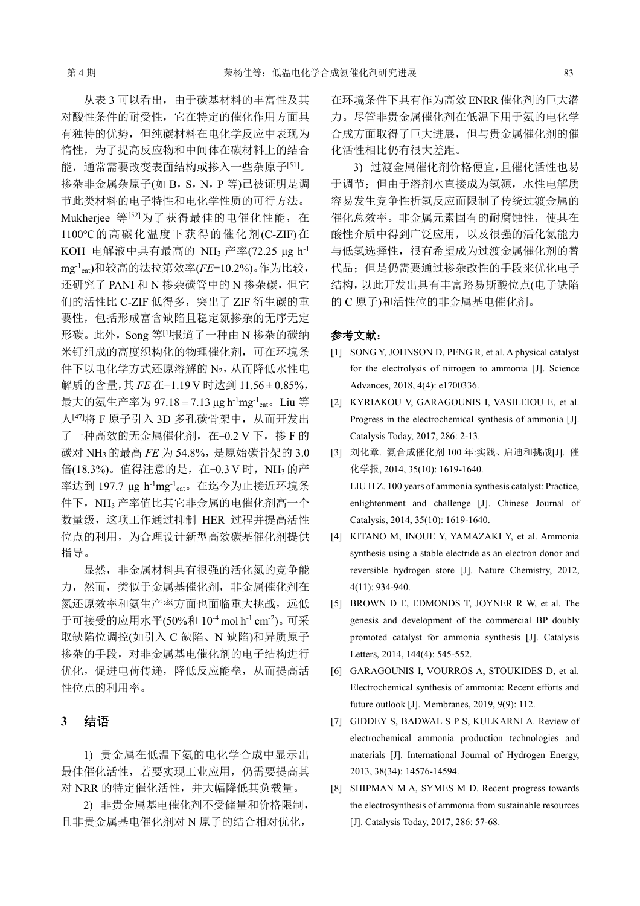从表 3 可以看出，由于碳基材料的丰富性及其对酸性条件的耐受性，它在特定的催化作用方面具有独特的优势，但纯碳材料在电化学反应中表现为惰性，为了提高反应物和中间体在碳材料上的结合能，通常需要改变表面结构或掺入一些杂原子[51]。掺杂非金属杂原子(如 B，S，N，P 等)已被证明是调节此类材料的电子特性和电化学性质的可行方法。Mukherjee 等[52]为了获得最佳的电催化性能，在 1100℃的高碳化温度下获得的催化剂(C-ZIF)在 KOH 电解液中具有最高的 $NH_3$ 产率(72.25 μg $h^{-1}$ $mg^{-1}_{cat}$)和较高的法拉第效率(*FE*=10.2%)。作为比较，还研究了 PANI 和 N 掺杂碳管中的 N 掺杂碳，但它们的活性比 C-ZIF 低得多，突出了 ZIF 衍生碳的重要性，包括形成富含缺陷且稳定氮掺杂的无序无定形碳。此外，Song 等[1]报道了一种由 N 掺杂的碳纳米钉组成的高度织构化的物理催化剂，可在环境条件下以电化学方式还原溶解的 $N_2$，从而降低水性电解质的含量，其 *FE* 在−1.19 V 时达到 11.56 ± 0.85%，最大的氨生产率为 97.18 ± 7.13 μg $h^{-1}mg^{-1}_{cat}$。Liu 等人[47]将 F 原子引入 3D 多孔碳骨架中，从而开发出了一种高效的无金属催化剂，在–0.2 V 下，掺 F 的碳对 $NH_3$ 的最高 *FE* 为 54.8%，是原始碳骨架的 3.0 倍(18.3%)。值得注意的是，在–0.3 V 时，$NH_3$ 的产率达到 197.7 μg $h^{-1}mg^{-1}_{cat}$。在迄今为止接近环境条件下，$NH_3$ 产率值比其它非金属的电催化剂高一个数量级，这项工作通过抑制 HER 过程并提高活性位点的利用，为合理设计新型高效碳基催化剂提供指导。

显然，非金属材料具有很强的活化氮的竞争能力，然而，类似于金属基催化剂，非金属催化剂在氮还原效率和氨生产率方面也面临重大挑战，远低于可接受的应用水平(50%和 $10^{-4}$ mol $h^{-1}$ $cm^{-2}$)。可采取缺陷位调控(如引入 C 缺陷、N 缺陷)和异质原子掺杂的手段，对非金属基电催化剂的电子结构进行优化，促进电荷传递，降低反应能垒，从而提高活性位点的利用率。

## 3 结语

1) 贵金属在低温下氨的电化学合成中显示出最佳催化活性，若要实现工业应用，仍需要提高其对 NRR 的特定催化活性，并大幅降低其负载量。

2) 非贵金属基电催化剂不受储量和价格限制，且非贵金属基电催化剂对 N 原子的结合相对优化，在环境条件下具有作为高效 ENRR 催化剂的巨大潜力。尽管非贵金属催化剂在低温下用于氨的电化学合成方面取得了巨大进展，但与贵金属催化剂的催化活性相比仍有很大差距。

3) 过渡金属催化剂价格便宜，且催化活性也易于调节；但由于溶剂水直接成为氢源，水性电解质容易发生竞争性析氢反应而限制了传统过渡金属的催化总效率。非金属元素固有的耐腐蚀性，使其在酸性介质中得到广泛应用，以及很强的活化氮能力与低氢选择性，很有希望成为过渡金属催化剂的替代品；但是仍需要通过掺杂改性的手段来优化电子结构，以此开发出具有丰富路易斯酸位点(电子缺陷的 C 原子)和活性位的非金属基电催化剂。

## 参考文献：

[1] SONG Y, JOHNSON D, PENG R, et al. A physical catalyst for the electrolysis of nitrogen to ammonia [J]. Science Advances, 2018, 4(4): e1700336.

[2] KYRIAKOU V, GARAGOUNIS I, VASILEIOU E, et al. Progress in the electrochemical synthesis of ammonia [J]. Catalysis Today, 2017, 286: 2-13.

[3] 刘化章. 氨合成催化剂 100 年:实践、启迪和挑战[J]. 催化学报, 2014, 35(10): 1619-1640.
LIU H Z. 100 years of ammonia synthesis catalyst: Practice, enlightenment and challenge [J]. Chinese Journal of Catalysis, 2014, 35(10): 1619-1640.

[4] KITANO M, INOUE Y, YAMAZAKI Y, et al. Ammonia synthesis using a stable electride as an electron donor and reversible hydrogen store [J]. Nature Chemistry, 2012, 4(11): 934-940.

[5] BROWN D E, EDMONDS T, JOYNER R W, et al. The genesis and development of the commercial BP doubly promoted catalyst for ammonia synthesis [J]. Catalysis Letters, 2014, 144(4): 545-552.

[6] GARAGOUNIS I, VOURROS A, STOUKIDES D, et al. Electrochemical synthesis of ammonia: Recent efforts and future outlook [J]. Membranes, 2019, 9(9): 112.

[7] GIDDEY S, BADWAL S P S, KULKARNI A. Review of electrochemical ammonia production technologies and materials [J]. International Journal of Hydrogen Energy, 2013, 38(34): 14576-14594.

[8] SHIPMAN M A, SYMES M D. Recent progress towards the electrosynthesis of ammonia from sustainable resources [J]. Catalysis Today, 2017, 286: 57-68.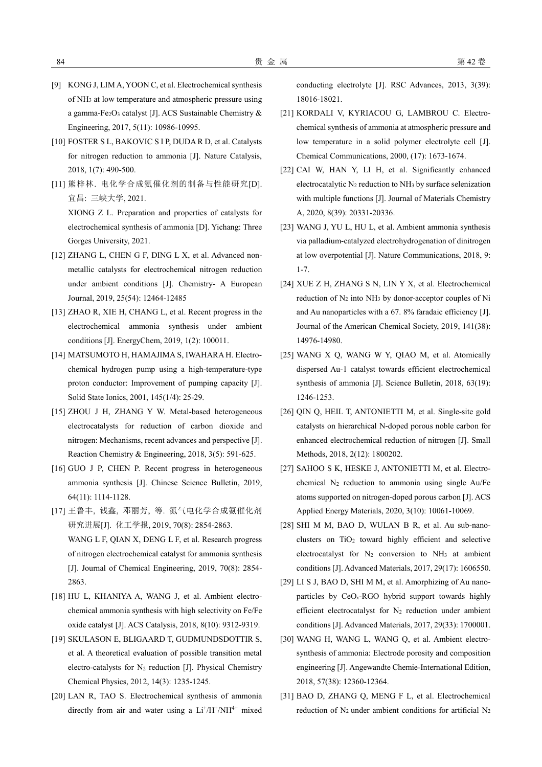[9] KONG J, LIM A, YOON C, et al. Electrochemical synthesis of $NH_3$ at low temperature and atmospheric pressure using a gamma-$Fe_2O_3$ catalyst [J]. ACS Sustainable Chemistry & Engineering, 2017, 5(11): 10986-10995.

[10] FOSTER S L, BAKOVIC S I P, DUDA R D, et al. Catalysts for nitrogen reduction to ammonia [J]. Nature Catalysis, 2018, 1(7): 490-500.

[11] 熊梓林. 电化学合成氨催化剂的制备与性能研究[D]. 宜昌: 三峡大学, 2021.
XIONG Z L. Preparation and properties of catalysts for electrochemical synthesis of ammonia [D]. Yichang: Three Gorges University, 2021.

[12] ZHANG L, CHEN G F, DING L X, et al. Advanced non-metallic catalysts for electrochemical nitrogen reduction under ambient conditions [J]. Chemistry- A European Journal, 2019, 25(54): 12464-12485

[13] ZHAO R, XIE H, CHANG L, et al. Recent progress in the electrochemical ammonia synthesis under ambient conditions [J]. EnergyChem, 2019, 1(2): 100011.

[14] MATSUMOTO H, HAMAJIMA S, IWAHARA H. Electrochemical hydrogen pump using a high-temperature-type proton conductor: Improvement of pumping capacity [J]. Solid State Ionics, 2001, 145(1/4): 25-29.

[15] ZHOU J H, ZHANG Y W. Metal-based heterogeneous electrocatalysts for reduction of carbon dioxide and nitrogen: Mechanisms, recent advances and perspective [J]. Reaction Chemistry & Engineering, 2018, 3(5): 591-625.

[16] GUO J P, CHEN P. Recent progress in heterogeneous ammonia synthesis [J]. Chinese Science Bulletin, 2019, 64(11): 1114-1128.

[17] 王鲁丰, 钱鑫, 邓丽芳, 等. 氮气电化学合成氨催化剂研究进展[J]. 化工学报, 2019, 70(8): 2854-2863.
WANG L F, QIAN X, DENG L F, et al. Research progress of nitrogen electrochemical catalyst for ammonia synthesis [J]. Journal of Chemical Engineering, 2019, 70(8): 2854-2863.

[18] HU L, KHANIYA A, WANG J, et al. Ambient electrochemical ammonia synthesis with high selectivity on Fe/Fe oxide catalyst [J]. ACS Catalysis, 2018, 8(10): 9312-9319.

[19] SKULASON E, BLIGAARD T, GUDMUNDSDOTTIR S, et al. A theoretical evaluation of possible transition metal electro-catalysts for $N_2$ reduction [J]. Physical Chemistry Chemical Physics, 2012, 14(3): 1235-1245.

[20] LAN R, TAO S. Electrochemical synthesis of ammonia directly from air and water using a $Li^+/H^+/NH^{4+}$ mixed conducting electrolyte [J]. RSC Advances, 2013, 3(39): 18016-18021.

[21] KORDALI V, KYRIACOU G, LAMBROU C. Electrochemical synthesis of ammonia at atmospheric pressure and low temperature in a solid polymer electrolyte cell [J]. Chemical Communications, 2000, (17): 1673-1674.

[22] CAI W, HAN Y, LI H, et al. Significantly enhanced electrocatalytic $N_2$ reduction to $NH_3$ by surface selenization with multiple functions [J]. Journal of Materials Chemistry A, 2020, 8(39): 20331-20336.

[23] WANG J, YU L, HU L, et al. Ambient ammonia synthesis via palladium-catalyzed electrohydrogenation of dinitrogen at low overpotential [J]. Nature Communications, 2018, 9: 1-7.

[24] XUE Z H, ZHANG S N, LIN Y X, et al. Electrochemical reduction of $N_2$ into $NH_3$ by donor-acceptor couples of Ni and Au nanoparticles with a 67. 8% faradaic efficiency [J]. Journal of the American Chemical Society, 2019, 141(38): 14976-14980.

[25] WANG X Q, WANG W Y, QIAO M, et al. Atomically dispersed Au-1 catalyst towards efficient electrochemical synthesis of ammonia [J]. Science Bulletin, 2018, 63(19): 1246-1253.

[26] QIN Q, HEIL T, ANTONIETTI M, et al. Single-site gold catalysts on hierarchical N-doped porous noble carbon for enhanced electrochemical reduction of nitrogen [J]. Small Methods, 2018, 2(12): 1800202.

[27] SAHOO S K, HESKE J, ANTONIETTI M, et al. Electrochemical $N_2$ reduction to ammonia using single Au/Fe atoms supported on nitrogen-doped porous carbon [J]. ACS Applied Energy Materials, 2020, 3(10): 10061-10069.

[28] SHI M M, BAO D, WULAN B R, et al. Au sub-nano-clusters on $TiO_2$ toward highly efficient and selective electrocatalyst for $N_2$ conversion to $NH_3$ at ambient conditions [J]. Advanced Materials, 2017, 29(17): 1606550.

[29] LI S J, BAO D, SHI M M, et al. Amorphizing of Au nanoparticles by $CeO_x$-RGO hybrid support towards highly efficient electrocatalyst for $N_2$ reduction under ambient conditions [J]. Advanced Materials, 2017, 29(33): 1700001.

[30] WANG H, WANG L, WANG Q, et al. Ambient electrosynthesis of ammonia: Electrode porosity and composition engineering [J]. Angewandte Chemie-International Edition, 2018, 57(38): 12360-12364.

[31] BAO D, ZHANG Q, MENG F L, et al. Electrochemical reduction of $N_2$ under ambient conditions for artificial $N_2$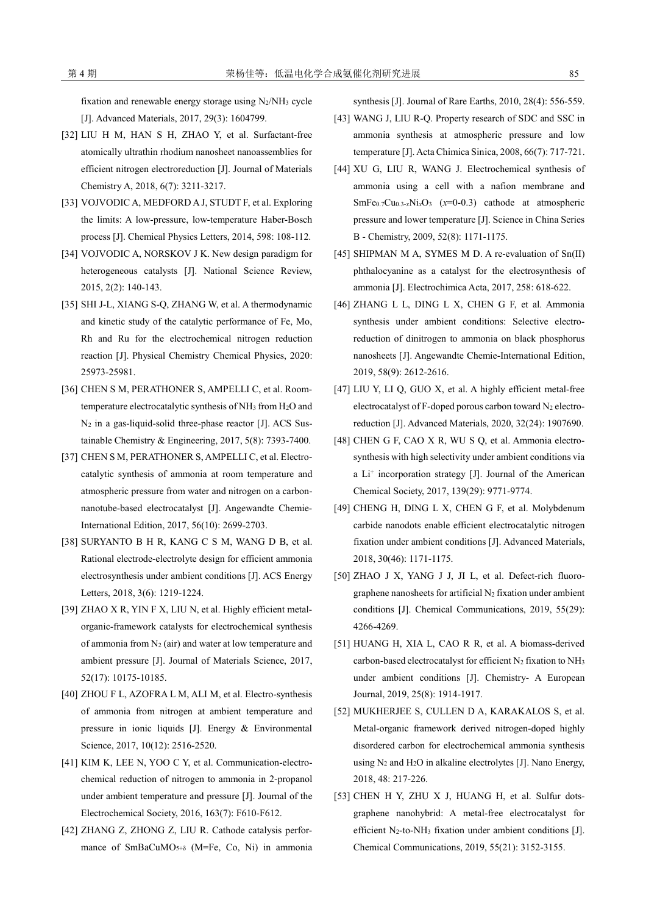fixation and renewable energy storage using $N_2/NH_3$ cycle [J]. Advanced Materials, 2017, 29(3): 1604799.

[32] LIU H M, HAN S H, ZHAO Y, et al. Surfactant-free atomically ultrathin rhodium nanosheet nanoassemblies for efficient nitrogen electroreduction [J]. Journal of Materials Chemistry A, 2018, 6(7): 3211-3217.

[33] VOJVODIC A, MEDFORD A J, STUDT F, et al. Exploring the limits: A low-pressure, low-temperature Haber-Bosch process [J]. Chemical Physics Letters, 2014, 598: 108-112.

[34] VOJVODIC A, NORSKOV J K. New design paradigm for heterogeneous catalysts [J]. National Science Review, 2015, 2(2): 140-143.

[35] SHI J-L, XIANG S-Q, ZHANG W, et al. A thermodynamic and kinetic study of the catalytic performance of Fe, Mo, Rh and Ru for the electrochemical nitrogen reduction reaction [J]. Physical Chemistry Chemical Physics, 2020: 25973-25981.

[36] CHEN S M, PERATHONER S, AMPELLI C, et al. Room-temperature electrocatalytic synthesis of $NH_3$ from $H_2O$ and $N_2$ in a gas-liquid-solid three-phase reactor [J]. ACS Sustainable Chemistry & Engineering, 2017, 5(8): 7393-7400.

[37] CHEN S M, PERATHONER S, AMPELLI C, et al. Electrocatalytic synthesis of ammonia at room temperature and atmospheric pressure from water and nitrogen on a carbon-nanotube-based electrocatalyst [J]. Angewandte Chemie-International Edition, 2017, 56(10): 2699-2703.

[38] SURYANTO B H R, KANG C S M, WANG D B, et al. Rational electrode-electrolyte design for efficient ammonia electrosynthesis under ambient conditions [J]. ACS Energy Letters, 2018, 3(6): 1219-1224.

[39] ZHAO X R, YIN F X, LIU N, et al. Highly efficient metal-organic-framework catalysts for electrochemical synthesis of ammonia from $N_2$ (air) and water at low temperature and ambient pressure [J]. Journal of Materials Science, 2017, 52(17): 10175-10185.

[40] ZHOU F L, AZOFRA L M, ALI M, et al. Electro-synthesis of ammonia from nitrogen at ambient temperature and pressure in ionic liquids [J]. Energy & Environmental Science, 2017, 10(12): 2516-2520.

[41] KIM K, LEE N, YOO C Y, et al. Communication-electrochemical reduction of nitrogen to ammonia in 2-propanol under ambient temperature and pressure [J]. Journal of the Electrochemical Society, 2016, 163(7): F610-F612.

[42] ZHANG Z, ZHONG Z, LIU R. Cathode catalysis performance of $SmBaCuMO_{5+\delta}$ (M=Fe, Co, Ni) in ammonia synthesis [J]. Journal of Rare Earths, 2010, 28(4): 556-559.

[43] WANG J, LIU R-Q. Property research of SDC and SSC in ammonia synthesis at atmospheric pressure and low temperature [J]. Acta Chimica Sinica, 2008, 66(7): 717-721.

[44] XU G, LIU R, WANG J. Electrochemical synthesis of ammonia using a cell with a nafion membrane and $SmFe_{0.7}Cu_{0.3-x}Ni_xO_3$ ($x$=0-0.3) cathode at atmospheric pressure and lower temperature [J]. Science in China Series B - Chemistry, 2009, 52(8): 1171-1175.

[45] SHIPMAN M A, SYMES M D. A re-evaluation of Sn(II) phthalocyanine as a catalyst for the electrosynthesis of ammonia [J]. Electrochimica Acta, 2017, 258: 618-622.

[46] ZHANG L L, DING L X, CHEN G F, et al. Ammonia synthesis under ambient conditions: Selective electroreduction of dinitrogen to ammonia on black phosphorus nanosheets [J]. Angewandte Chemie-International Edition, 2019, 58(9): 2612-2616.

[47] LIU Y, LI Q, GUO X, et al. A highly efficient metal-free electrocatalyst of F-doped porous carbon toward $N_2$ electroreduction [J]. Advanced Materials, 2020, 32(24): 1907690.

[48] CHEN G F, CAO X R, WU S Q, et al. Ammonia electrosynthesis with high selectivity under ambient conditions via a $Li^+$ incorporation strategy [J]. Journal of the American Chemical Society, 2017, 139(29): 9771-9774.

[49] CHENG H, DING L X, CHEN G F, et al. Molybdenum carbide nanodots enable efficient electrocatalytic nitrogen fixation under ambient conditions [J]. Advanced Materials, 2018, 30(46): 1171-1175.

[50] ZHAO J X, YANG J J, JI L, et al. Defect-rich fluorographene nanosheets for artificial $N_2$ fixation under ambient conditions [J]. Chemical Communications, 2019, 55(29): 4266-4269.

[51] HUANG H, XIA L, CAO R R, et al. A biomass-derived carbon-based electrocatalyst for efficient $N_2$ fixation to $NH_3$ under ambient conditions [J]. Chemistry- A European Journal, 2019, 25(8): 1914-1917.

[52] MUKHERJEE S, CULLEN D A, KARAKALOS S, et al. Metal-organic framework derived nitrogen-doped highly disordered carbon for electrochemical ammonia synthesis using $N_2$ and $H_2O$ in alkaline electrolytes [J]. Nano Energy, 2018, 48: 217-226.

[53] CHEN H Y, ZHU X J, HUANG H, et al. Sulfur dots-graphene nanohybrid: A metal-free electrocatalyst for efficient $N_2$-to-$NH_3$ fixation under ambient conditions [J]. Chemical Communications, 2019, 55(21): 3152-3155.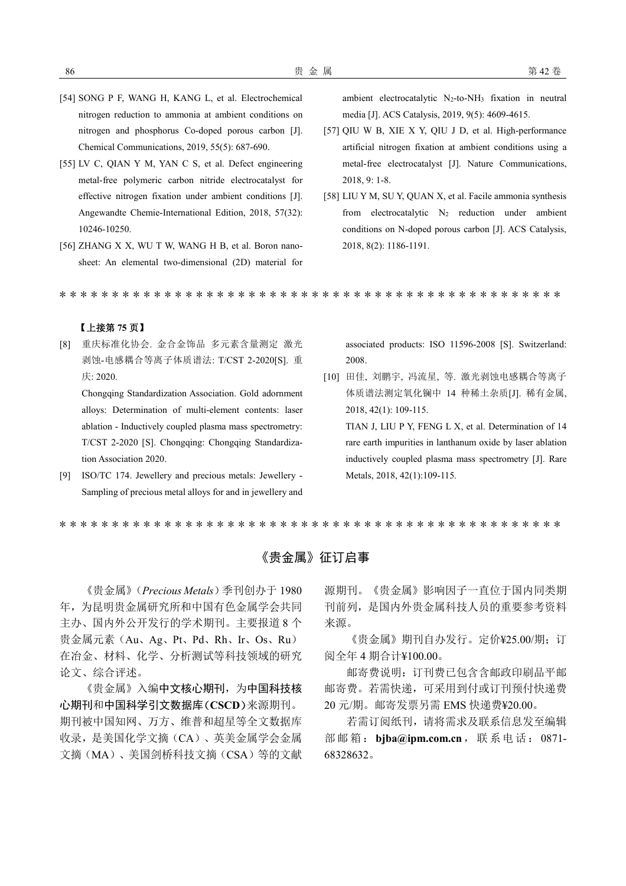[54] SONG P F, WANG H, KANG L, et al. Electrochemical nitrogen reduction to ammonia at ambient conditions on nitrogen and phosphorus Co-doped porous carbon [J]. Chemical Communications, 2019, 55(5): 687-690.

[55] LV C, QIAN Y M, YAN C S, et al. Defect engineering metal-free polymeric carbon nitride electrocatalyst for effective nitrogen fixation under ambient conditions [J]. Angewandte Chemie-International Edition, 2018, 57(32): 10246-10250.

[56] ZHANG X X, WU T W, WANG H B, et al. Boron nanosheet: An elemental two-dimensional (2D) material for ambient electrocatalytic $N_2$-to-$NH_3$ fixation in neutral media [J]. ACS Catalysis, 2019, 9(5): 4609-4615.

[57] QIU W B, XIE X Y, QIU J D, et al. High-performance artificial nitrogen fixation at ambient conditions using a metal-free electrocatalyst [J]. Nature Communications, 2018, 9: 1-8.

[58] LIU Y M, SU Y, QUAN X, et al. Facile ammonia synthesis from electrocatalytic $N_2$ reduction under ambient conditions on N-doped porous carbon [J]. ACS Catalysis, 2018, 8(2): 1186-1191.

\* \* \* \* \* \* \* \* \* \* \* \* \* \* \* \* \* \* \* \* \* \* \* \* \* \* \* \* \* \* \* \* \* \* \* \* \* \* \* \* \* \* \* \* \* \* \*

**【上接第 75 页】**

[8] 重庆标准化协会. 金合金饰品 多元素含量测定 激光剥蚀-电感耦合等离子体质谱法: T/CST 2-2020[S]. 重庆: 2020.

Chongqing Standardization Association. Gold adornment alloys: Determination of multi-element contents: laser ablation - Inductively coupled plasma mass spectrometry: T/CST 2-2020 [S]. Chongqing: Chongqing Standardization Association 2020.

[9] ISO/TC 174. Jewellery and precious metals: Jewellery - Sampling of precious metal alloys for and in jewellery and associated products: ISO 11596-2008 [S]. Switzerland: 2008.

[10] 田佳, 刘鹏宇, 冯流星, 等. 激光剥蚀电感耦合等离子体质谱法测定氧化镧中 14 种稀土杂质[J]. 稀有金属, 2018, 42(1): 109-115.

TIAN J, LIU P Y, FENG L X, et al. Determination of 14 rare earth impurities in lanthanum oxide by laser ablation inductively coupled plasma mass spectrometry [J]. Rare Metals, 2018, 42(1):109-115.

\* \* \* \* \* \* \* \* \* \* \* \* \* \* \* \* \* \* \* \* \* \* \* \* \* \* \* \* \* \* \* \* \* \* \* \* \* \* \* \* \* \* \* \* \* \* \*

## 《贵金属》征订启事

《贵金属》(*Precious Metals*)季刊创办于 1980 年，为昆明贵金属研究所和中国有色金属学会共同主办、国内外公开发行的学术期刊。主要报道 8 个贵金属元素（Au、Ag、Pt、Pd、Rh、Ir、Os、Ru）在冶金、材料、化学、分析测试等科技领域的研究论文、综合评述。

《贵金属》入编**中文核心期刊**，为**中国科技核心期刊**和**中国科学引文数据库（CSCD）**来源期刊。期刊被中国知网、万方、维普和超星等全文数据库收录，是美国化学文摘（CA）、英美金属学会金属文摘（MA）、美国剑桥科技文摘（CSA）等的文献源期刊。《贵金属》影响因子一直位于国内同类期刊前列，是国内外贵金属科技人员的重要参考资料来源。

《贵金属》期刊自办发行。定价¥25.00/期；订阅全年 4 期合计¥100.00。

邮寄费说明：订刊费已包含含邮政印刷品平邮邮寄费。若需快递，可采用到付或订刊预付快递费 20 元/期。邮寄发票另需 EMS 快递费¥20.00。

若需订阅纸刊，请将需求及联系信息发至编辑部邮箱：**bjba@ipm.com.cn**，联系电话：0871-68328632。